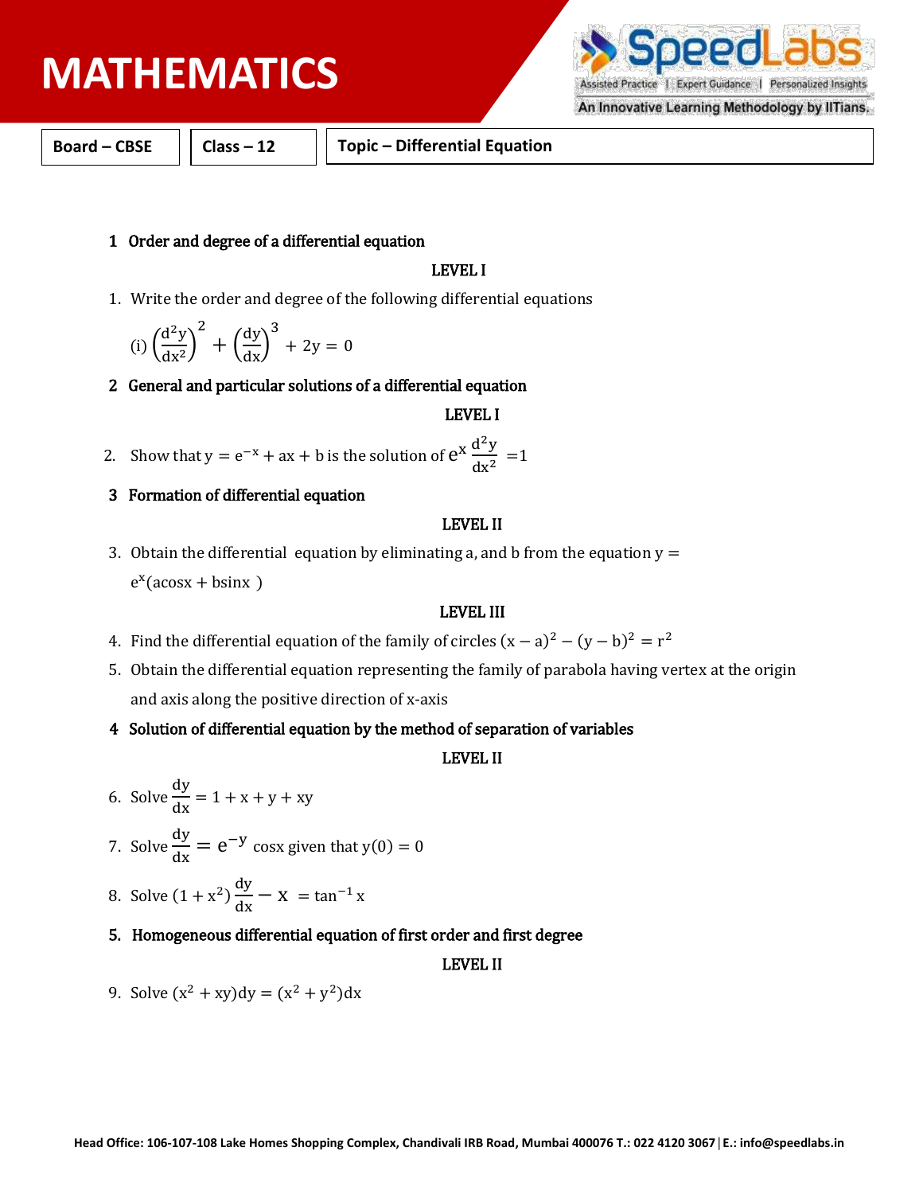# MATHEMATICS

| Board – CBSE | Class – 12 | Topic – Differential Equation |
|---|---|---|

## 1 Order and degree of a differential equation

**LEVEL I**

1. Write the order and degree of the following differential equations

   (i) $\left(\frac{d^2y}{dx^2}\right)^2 + \left(\frac{dy}{dx}\right)^3 + 2y = 0$

## 2 General and particular solutions of a differential equation

**LEVEL I**

2. Show that $y = e^{-x} + ax + b$ is the solution of $e^x \frac{d^2y}{dx^2} = 1$

## 3 Formation of differential equation

**LEVEL II**

3. Obtain the differential equation by eliminating a, and b from the equation $y = e^x(a\cos x + b\sin x)$

**LEVEL III**

4. Find the differential equation of the family of circles $(x - a)^2 - (y - b)^2 = r^2$
5. Obtain the differential equation representing the family of parabola having vertex at the origin and axis along the positive direction of x-axis

## 4 Solution of differential equation by the method of separation of variables

**LEVEL II**

6. Solve $\frac{dy}{dx} = 1 + x + y + xy$
7. Solve $\frac{dy}{dx} = e^{-y} \cos x$ given that $y(0) = 0$
8. Solve $(1 + x^2)\frac{dy}{dx} - x = \tan^{-1} x$

## 5. Homogeneous differential equation of first order and first degree

**LEVEL II**

9. Solve $(x^2 + xy)dy = (x^2 + y^2)dx$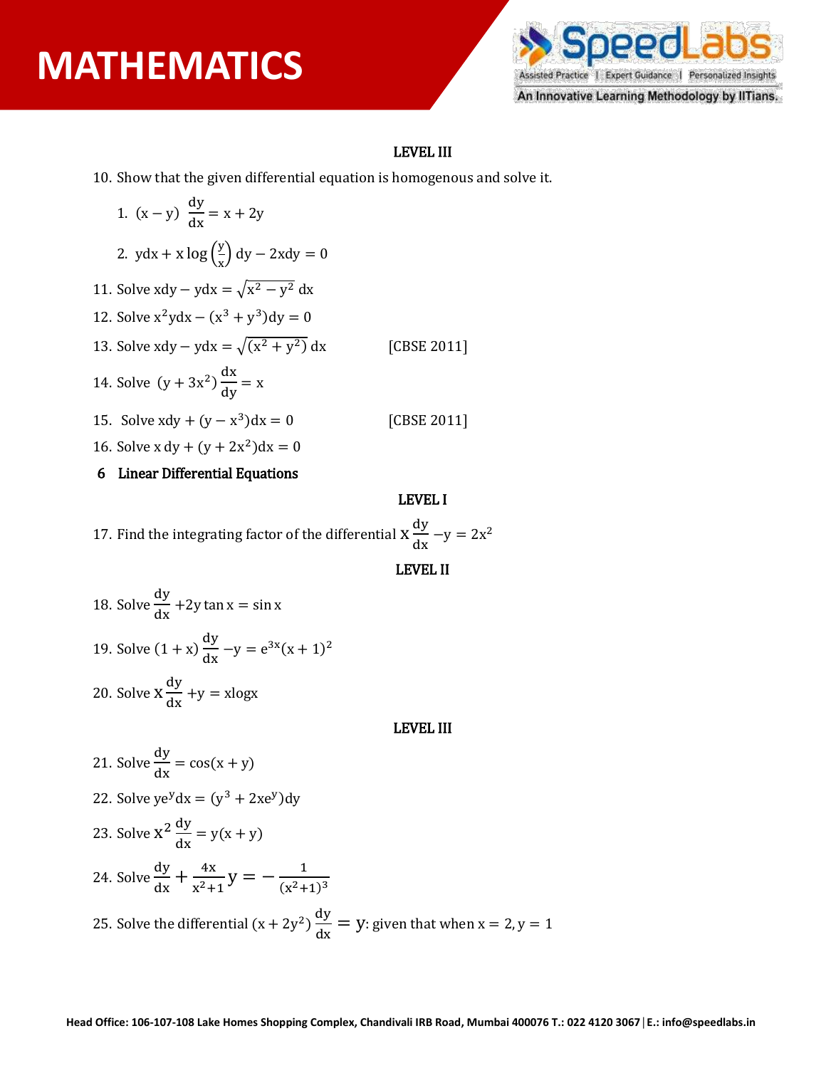LEVEL III

10. Show that the given differential equation is homogenous and solve it.

   1. $(x - y)\ \dfrac{dy}{dx} = x + 2y$

   2. $ydx + x\log\left(\frac{y}{x}\right)dy - 2xdy = 0$

11. Solve $xdy - ydx = \sqrt{x^2 - y^2}\ dx$

12. Solve $x^2ydx - (x^3 + y^3)dy = 0$

13. Solve $xdy - ydx = \sqrt{(x^2 + y^2)}\ dx$ [CBSE 2011]

14. Solve $(y + 3x^2)\dfrac{dx}{dy} = x$

15. Solve $xdy + (y - x^3)dx = 0$ [CBSE 2011]

16. Solve $x\,dy + (y + 2x^2)dx = 0$

**6 Linear Differential Equations**

LEVEL I

17. Find the integrating factor of the differential $x\dfrac{dy}{dx} - y = 2x^2$

LEVEL II

18. Solve $\dfrac{dy}{dx} + 2y\tan x = \sin x$

19. Solve $(1 + x)\dfrac{dy}{dx} - y = e^{3x}(x + 1)^2$

20. Solve $x\dfrac{dy}{dx} + y = x\log x$

LEVEL III

21. Solve $\dfrac{dy}{dx} = \cos(x + y)$

22. Solve $ye^ydx = (y^3 + 2xe^y)dy$

23. Solve $x^2\dfrac{dy}{dx} = y(x + y)$

24. Solve $\dfrac{dy}{dx} + \dfrac{4x}{x^2+1}y = -\dfrac{1}{(x^2+1)^3}$

25. Solve the differential $(x + 2y^2)\dfrac{dy}{dx} = y$; given that when $x = 2, y = 1$